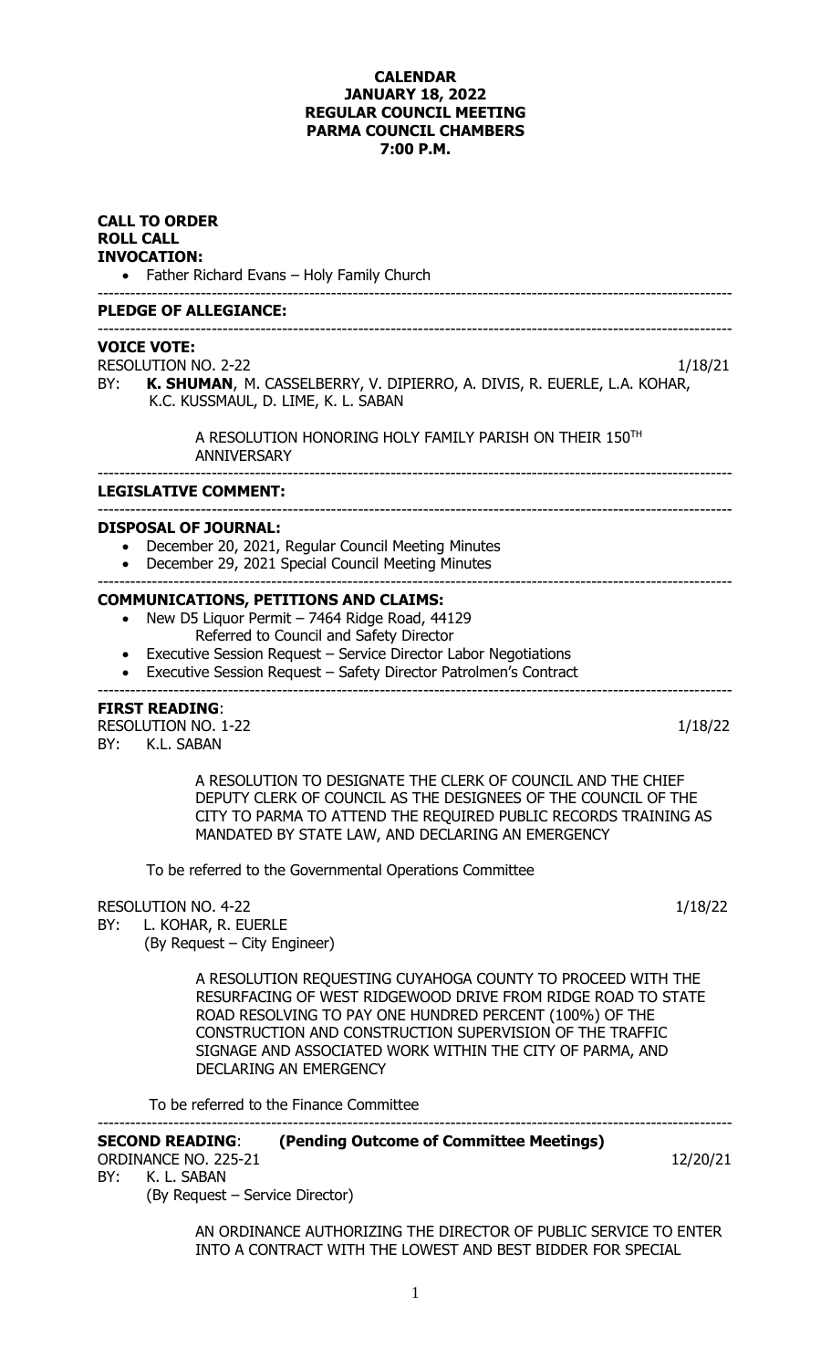**CALENDAR**
**JANUARY 18, 2022**
**REGULAR COUNCIL MEETING**
**PARMA COUNCIL CHAMBERS**
**7:00 P.M.**

**CALL TO ORDER**
**ROLL CALL**
**INVOCATION:**

- Father Richard Evans – Holy Family Church

---

**PLEDGE OF ALLEGIANCE:**

---

**VOICE VOTE:**

RESOLUTION NO. 2-22 1/18/21

BY: **K. SHUMAN**, M. CASSELBERRY, V. DIPIERRO, A. DIVIS, R. EUERLE, L.A. KOHAR, K.C. KUSSMAUL, D. LIME, K. L. SABAN

A RESOLUTION HONORING HOLY FAMILY PARISH ON THEIR 150TH ANNIVERSARY

---

**LEGISLATIVE COMMENT:**

---

**DISPOSAL OF JOURNAL:**

- December 20, 2021, Regular Council Meeting Minutes
- December 29, 2021 Special Council Meeting Minutes

---

**COMMUNICATIONS, PETITIONS AND CLAIMS:**

- New D5 Liquor Permit – 7464 Ridge Road, 44129
  Referred to Council and Safety Director
- Executive Session Request – Service Director Labor Negotiations
- Executive Session Request – Safety Director Patrolmen's Contract

---

**FIRST READING**:

RESOLUTION NO. 1-22 1/18/22

BY: K.L. SABAN

A RESOLUTION TO DESIGNATE THE CLERK OF COUNCIL AND THE CHIEF DEPUTY CLERK OF COUNCIL AS THE DESIGNEES OF THE COUNCIL OF THE CITY TO PARMA TO ATTEND THE REQUIRED PUBLIC RECORDS TRAINING AS MANDATED BY STATE LAW, AND DECLARING AN EMERGENCY

To be referred to the Governmental Operations Committee

RESOLUTION NO. 4-22 1/18/22

BY: L. KOHAR, R. EUERLE
(By Request – City Engineer)

A RESOLUTION REQUESTING CUYAHOGA COUNTY TO PROCEED WITH THE RESURFACING OF WEST RIDGEWOOD DRIVE FROM RIDGE ROAD TO STATE ROAD RESOLVING TO PAY ONE HUNDRED PERCENT (100%) OF THE CONSTRUCTION AND CONSTRUCTION SUPERVISION OF THE TRAFFIC SIGNAGE AND ASSOCIATED WORK WITHIN THE CITY OF PARMA, AND DECLARING AN EMERGENCY

To be referred to the Finance Committee

---

**SECOND READING**: **(Pending Outcome of Committee Meetings)**

ORDINANCE NO. 225-21 12/20/21

BY: K. L. SABAN
(By Request – Service Director)

AN ORDINANCE AUTHORIZING THE DIRECTOR OF PUBLIC SERVICE TO ENTER INTO A CONTRACT WITH THE LOWEST AND BEST BIDDER FOR SPECIAL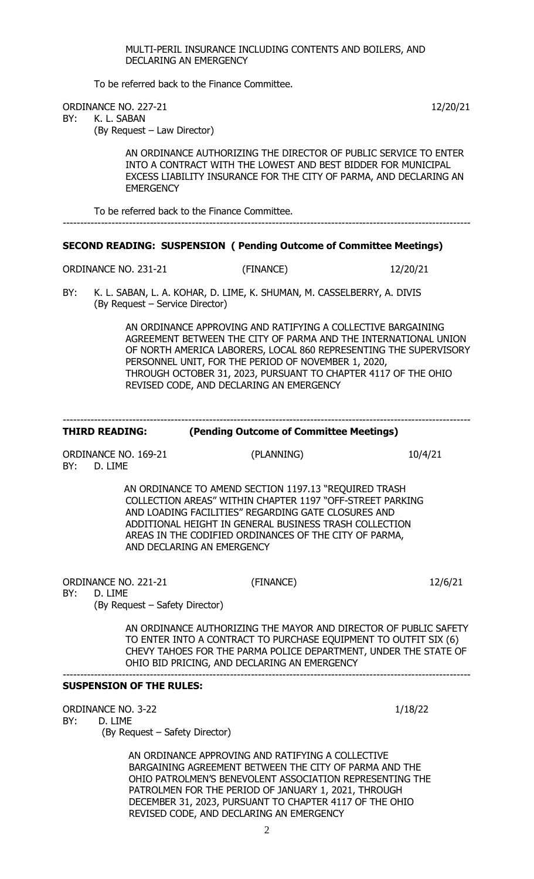MULTI-PERIL INSURANCE INCLUDING CONTENTS AND BOILERS, AND DECLARING AN EMERGENCY

To be referred back to the Finance Committee.

ORDINANCE NO. 227-21 12/20/21

BY: K. L. SABAN
(By Request – Law Director)

AN ORDINANCE AUTHORIZING THE DIRECTOR OF PUBLIC SERVICE TO ENTER INTO A CONTRACT WITH THE LOWEST AND BEST BIDDER FOR MUNICIPAL EXCESS LIABILITY INSURANCE FOR THE CITY OF PARMA, AND DECLARING AN EMERGENCY

To be referred back to the Finance Committee.

---

**SECOND READING: SUSPENSION ( Pending Outcome of Committee Meetings)**

ORDINANCE NO. 231-21 (FINANCE) 12/20/21

BY: K. L. SABAN, L. A. KOHAR, D. LIME, K. SHUMAN, M. CASSELBERRY, A. DIVIS
(By Request – Service Director)

AN ORDINANCE APPROVING AND RATIFYING A COLLECTIVE BARGAINING AGREEMENT BETWEEN THE CITY OF PARMA AND THE INTERNATIONAL UNION OF NORTH AMERICA LABORERS, LOCAL 860 REPRESENTING THE SUPERVISORY PERSONNEL UNIT, FOR THE PERIOD OF NOVEMBER 1, 2020, THROUGH OCTOBER 31, 2023, PURSUANT TO CHAPTER 4117 OF THE OHIO REVISED CODE, AND DECLARING AN EMERGENCY

---

**THIRD READING: (Pending Outcome of Committee Meetings)**

ORDINANCE NO. 169-21 (PLANNING) 10/4/21

BY: D. LIME

AN ORDINANCE TO AMEND SECTION 1197.13 "REQUIRED TRASH COLLECTION AREAS" WITHIN CHAPTER 1197 "OFF-STREET PARKING AND LOADING FACILITIES" REGARDING GATE CLOSURES AND ADDITIONAL HEIGHT IN GENERAL BUSINESS TRASH COLLECTION AREAS IN THE CODIFIED ORDINANCES OF THE CITY OF PARMA, AND DECLARING AN EMERGENCY

ORDINANCE NO. 221-21 (FINANCE) 12/6/21

BY: D. LIME
(By Request – Safety Director)

AN ORDINANCE AUTHORIZING THE MAYOR AND DIRECTOR OF PUBLIC SAFETY TO ENTER INTO A CONTRACT TO PURCHASE EQUIPMENT TO OUTFIT SIX (6) CHEVY TAHOES FOR THE PARMA POLICE DEPARTMENT, UNDER THE STATE OF OHIO BID PRICING, AND DECLARING AN EMERGENCY

---

**SUSPENSION OF THE RULES:**

ORDINANCE NO. 3-22 1/18/22

BY: D. LIME
(By Request – Safety Director)

AN ORDINANCE APPROVING AND RATIFYING A COLLECTIVE BARGAINING AGREEMENT BETWEEN THE CITY OF PARMA AND THE OHIO PATROLMEN'S BENEVOLENT ASSOCIATION REPRESENTING THE PATROLMEN FOR THE PERIOD OF JANUARY 1, 2021, THROUGH DECEMBER 31, 2023, PURSUANT TO CHAPTER 4117 OF THE OHIO REVISED CODE, AND DECLARING AN EMERGENCY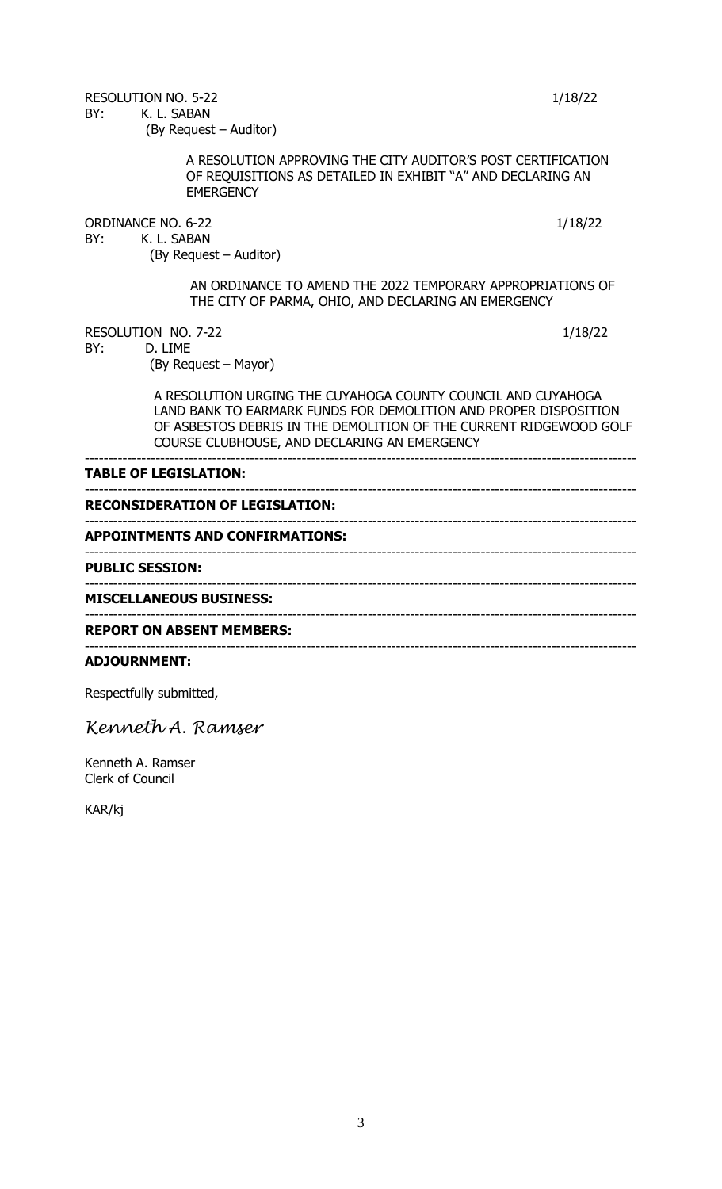RESOLUTION NO. 5-22 1/18/22
BY: K. L. SABAN
(By Request – Auditor)

A RESOLUTION APPROVING THE CITY AUDITOR'S POST CERTIFICATION OF REQUISITIONS AS DETAILED IN EXHIBIT "A" AND DECLARING AN EMERGENCY

ORDINANCE NO. 6-22 1/18/22
BY: K. L. SABAN
(By Request – Auditor)

AN ORDINANCE TO AMEND THE 2022 TEMPORARY APPROPRIATIONS OF THE CITY OF PARMA, OHIO, AND DECLARING AN EMERGENCY

RESOLUTION NO. 7-22 1/18/22
BY: D. LIME
(By Request – Mayor)

A RESOLUTION URGING THE CUYAHOGA COUNTY COUNCIL AND CUYAHOGA LAND BANK TO EARMARK FUNDS FOR DEMOLITION AND PROPER DISPOSITION OF ASBESTOS DEBRIS IN THE DEMOLITION OF THE CURRENT RIDGEWOOD GOLF COURSE CLUBHOUSE, AND DECLARING AN EMERGENCY

---

**TABLE OF LEGISLATION:**

---

**RECONSIDERATION OF LEGISLATION:**

---

**APPOINTMENTS AND CONFIRMATIONS:**

---

**PUBLIC SESSION:**

---

**MISCELLANEOUS BUSINESS:**

---

**REPORT ON ABSENT MEMBERS:**

---

**ADJOURNMENT:**

Respectfully submitted,

*Kenneth A. Ramser*

Kenneth A. Ramser
Clerk of Council

KAR/kj